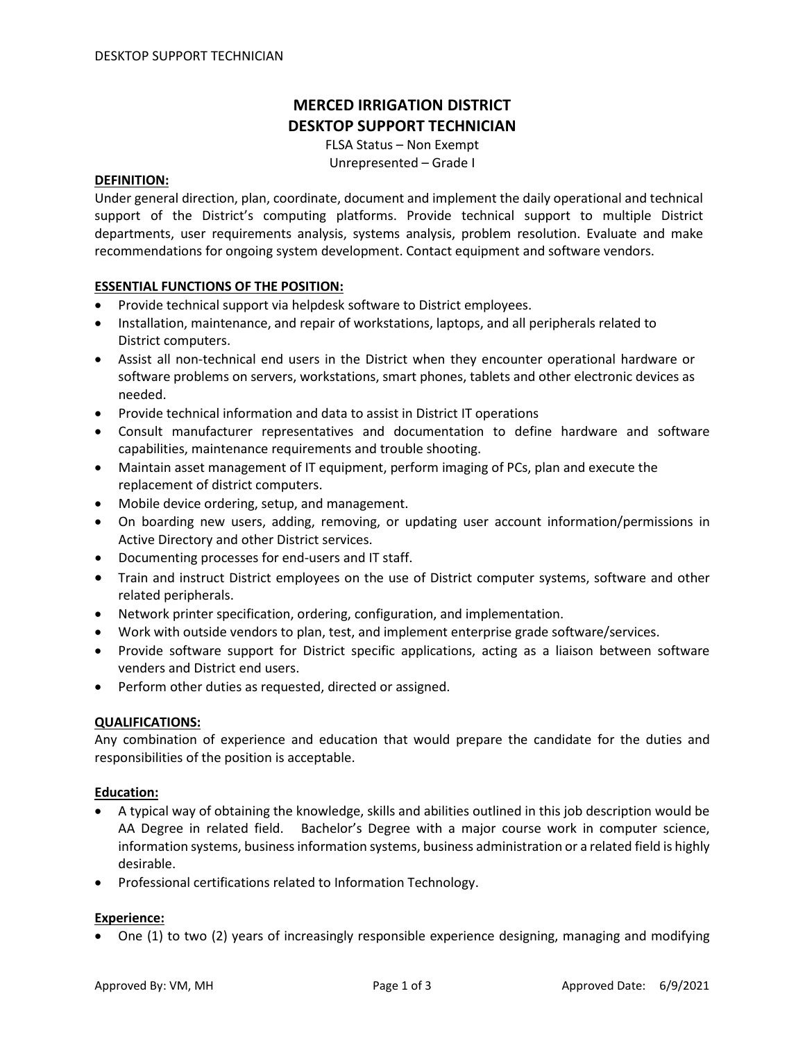# MERCED IRRIGATION DISTRICT
# DESKTOP SUPPORT TECHNICIAN

FLSA Status – Non Exempt
Unrepresented – Grade I

## DEFINITION:

Under general direction, plan, coordinate, document and implement the daily operational and technical support of the District's computing platforms. Provide technical support to multiple District departments, user requirements analysis, systems analysis, problem resolution. Evaluate and make recommendations for ongoing system development. Contact equipment and software vendors.

## ESSENTIAL FUNCTIONS OF THE POSITION:

- Provide technical support via helpdesk software to District employees.
- Installation, maintenance, and repair of workstations, laptops, and all peripherals related to District computers.
- Assist all non-technical end users in the District when they encounter operational hardware or software problems on servers, workstations, smart phones, tablets and other electronic devices as needed.
- Provide technical information and data to assist in District IT operations
- Consult manufacturer representatives and documentation to define hardware and software capabilities, maintenance requirements and trouble shooting.
- Maintain asset management of IT equipment, perform imaging of PCs, plan and execute the replacement of district computers.
- Mobile device ordering, setup, and management.
- On boarding new users, adding, removing, or updating user account information/permissions in Active Directory and other District services.
- Documenting processes for end-users and IT staff.
- Train and instruct District employees on the use of District computer systems, software and other related peripherals.
- Network printer specification, ordering, configuration, and implementation.
- Work with outside vendors to plan, test, and implement enterprise grade software/services.
- Provide software support for District specific applications, acting as a liaison between software venders and District end users.
- Perform other duties as requested, directed or assigned.

## QUALIFICATIONS:

Any combination of experience and education that would prepare the candidate for the duties and responsibilities of the position is acceptable.

### Education:

- A typical way of obtaining the knowledge, skills and abilities outlined in this job description would be AA Degree in related field. Bachelor's Degree with a major course work in computer science, information systems, business information systems, business administration or a related field is highly desirable.
- Professional certifications related to Information Technology.

### Experience:

- One (1) to two (2) years of increasingly responsible experience designing, managing and modifying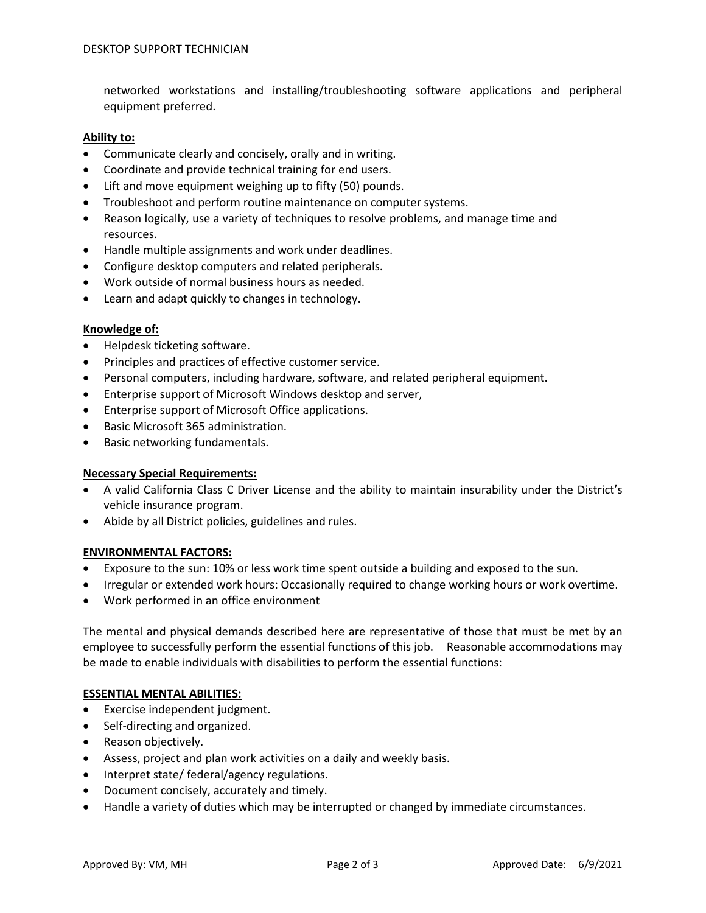networked workstations and installing/troubleshooting software applications and peripheral equipment preferred.

**Ability to:**

- Communicate clearly and concisely, orally and in writing.
- Coordinate and provide technical training for end users.
- Lift and move equipment weighing up to fifty (50) pounds.
- Troubleshoot and perform routine maintenance on computer systems.
- Reason logically, use a variety of techniques to resolve problems, and manage time and resources.
- Handle multiple assignments and work under deadlines.
- Configure desktop computers and related peripherals.
- Work outside of normal business hours as needed.
- Learn and adapt quickly to changes in technology.

**Knowledge of:**

- Helpdesk ticketing software.
- Principles and practices of effective customer service.
- Personal computers, including hardware, software, and related peripheral equipment.
- Enterprise support of Microsoft Windows desktop and server,
- Enterprise support of Microsoft Office applications.
- Basic Microsoft 365 administration.
- Basic networking fundamentals.

**Necessary Special Requirements:**

- A valid California Class C Driver License and the ability to maintain insurability under the District's vehicle insurance program.
- Abide by all District policies, guidelines and rules.

**ENVIRONMENTAL FACTORS:**

- Exposure to the sun: 10% or less work time spent outside a building and exposed to the sun.
- Irregular or extended work hours: Occasionally required to change working hours or work overtime.
- Work performed in an office environment

The mental and physical demands described here are representative of those that must be met by an employee to successfully perform the essential functions of this job. Reasonable accommodations may be made to enable individuals with disabilities to perform the essential functions:

**ESSENTIAL MENTAL ABILITIES:**

- Exercise independent judgment.
- Self-directing and organized.
- Reason objectively.
- Assess, project and plan work activities on a daily and weekly basis.
- Interpret state/ federal/agency regulations.
- Document concisely, accurately and timely.
- Handle a variety of duties which may be interrupted or changed by immediate circumstances.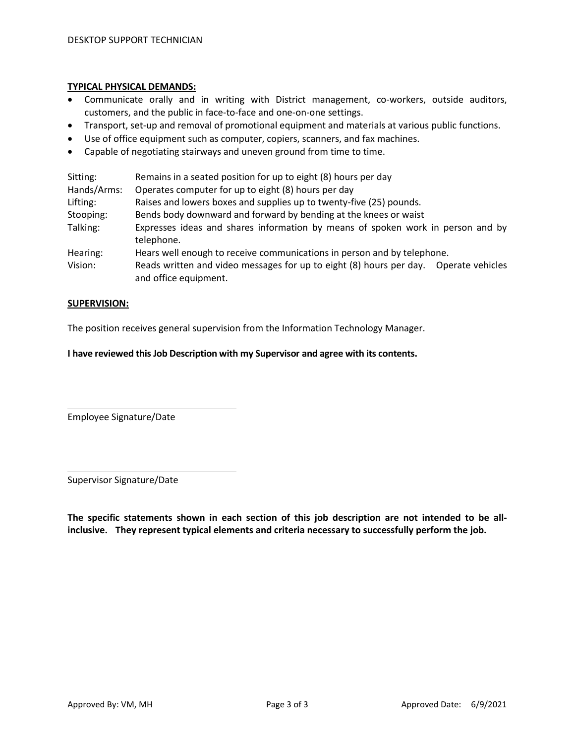**TYPICAL PHYSICAL DEMANDS:**

- Communicate orally and in writing with District management, co-workers, outside auditors, customers, and the public in face-to-face and one-on-one settings.
- Transport, set-up and removal of promotional equipment and materials at various public functions.
- Use of office equipment such as computer, copiers, scanners, and fax machines.
- Capable of negotiating stairways and uneven ground from time to time.

| | |
|---|---|
| Sitting: | Remains in a seated position for up to eight (8) hours per day |
| Hands/Arms: | Operates computer for up to eight (8) hours per day |
| Lifting: | Raises and lowers boxes and supplies up to twenty-five (25) pounds. |
| Stooping: | Bends body downward and forward by bending at the knees or waist |
| Talking: | Expresses ideas and shares information by means of spoken work in person and by telephone. |
| Hearing: | Hears well enough to receive communications in person and by telephone. |
| Vision: | Reads written and video messages for up to eight (8) hours per day. Operate vehicles and office equipment. |

**SUPERVISION:**

The position receives general supervision from the Information Technology Manager.

**I have reviewed this Job Description with my Supervisor and agree with its contents.**

\_\_\_\_\_\_\_\_\_\_\_\_\_\_\_\_\_\_\_\_\_\_\_\_\_\_\_\_\_\_

Employee Signature/Date

\_\_\_\_\_\_\_\_\_\_\_\_\_\_\_\_\_\_\_\_\_\_\_\_\_\_\_\_\_\_

Supervisor Signature/Date

**The specific statements shown in each section of this job description are not intended to be all-inclusive. They represent typical elements and criteria necessary to successfully perform the job.**

Approved By: VM, MH

Approved Date: 6/9/2021